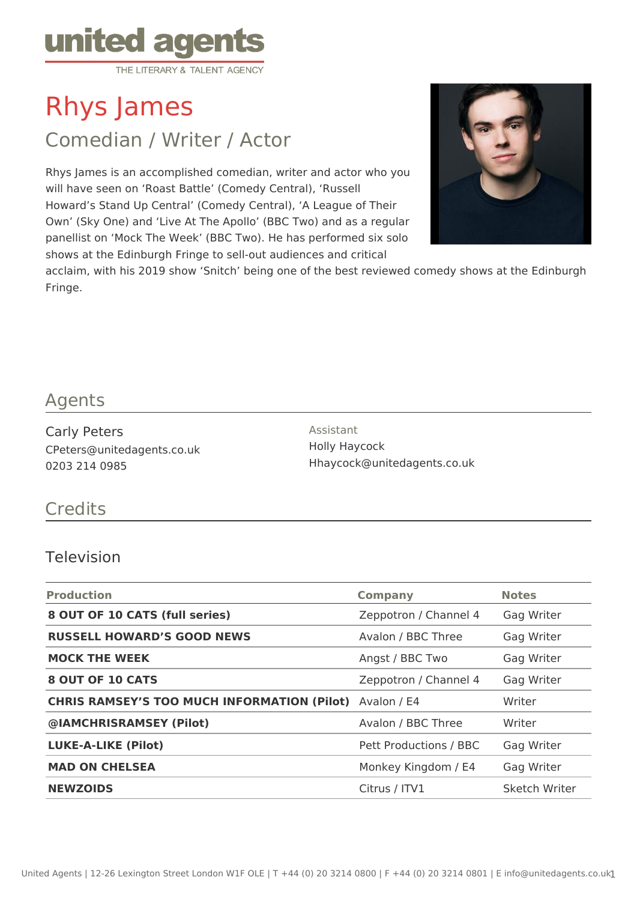united agents
THE LITERARY & TALENT AGENCY

# Rhys James

## Comedian / Writer / Actor

Rhys James is an accomplished comedian, writer and actor who you will have seen on 'Roast Battle' (Comedy Central), 'Russell Howard's Stand Up Central' (Comedy Central), 'A League of Their Own' (Sky One) and 'Live At The Apollo' (BBC Two) and as a regular panellist on 'Mock The Week' (BBC Two). He has performed six solo shows at the Edinburgh Fringe to sell-out audiences and critical acclaim, with his 2019 show 'Snitch' being one of the best reviewed comedy shows at the Edinburgh Fringe.

## Agents

Carly Peters
CPeters@unitedagents.co.uk
0203 214 0985

Assistant
Holly Haycock
Hhaycock@unitedagents.co.uk

## Credits

### Television

| Production | Company | Notes |
|---|---|---|
| **8 OUT OF 10 CATS (full series)** | Zeppotron / Channel 4 | Gag Writer |
| **RUSSELL HOWARD'S GOOD NEWS** | Avalon / BBC Three | Gag Writer |
| **MOCK THE WEEK** | Angst / BBC Two | Gag Writer |
| **8 OUT OF 10 CATS** | Zeppotron / Channel 4 | Gag Writer |
| **CHRIS RAMSEY'S TOO MUCH INFORMATION (Pilot)** | Avalon / E4 | Writer |
| **@IAMCHRISRAMSEY (Pilot)** | Avalon / BBC Three | Writer |
| **LUKE-A-LIKE (Pilot)** | Pett Productions / BBC | Gag Writer |
| **MAD ON CHELSEA** | Monkey Kingdom / E4 | Gag Writer |
| **NEWZOIDS** | Citrus / ITV1 | Sketch Writer |

United Agents | 12-26 Lexington Street London W1F OLE | T +44 (0) 20 3214 0800 | F +44 (0) 20 3214 0801 | E info@unitedagents.co.uk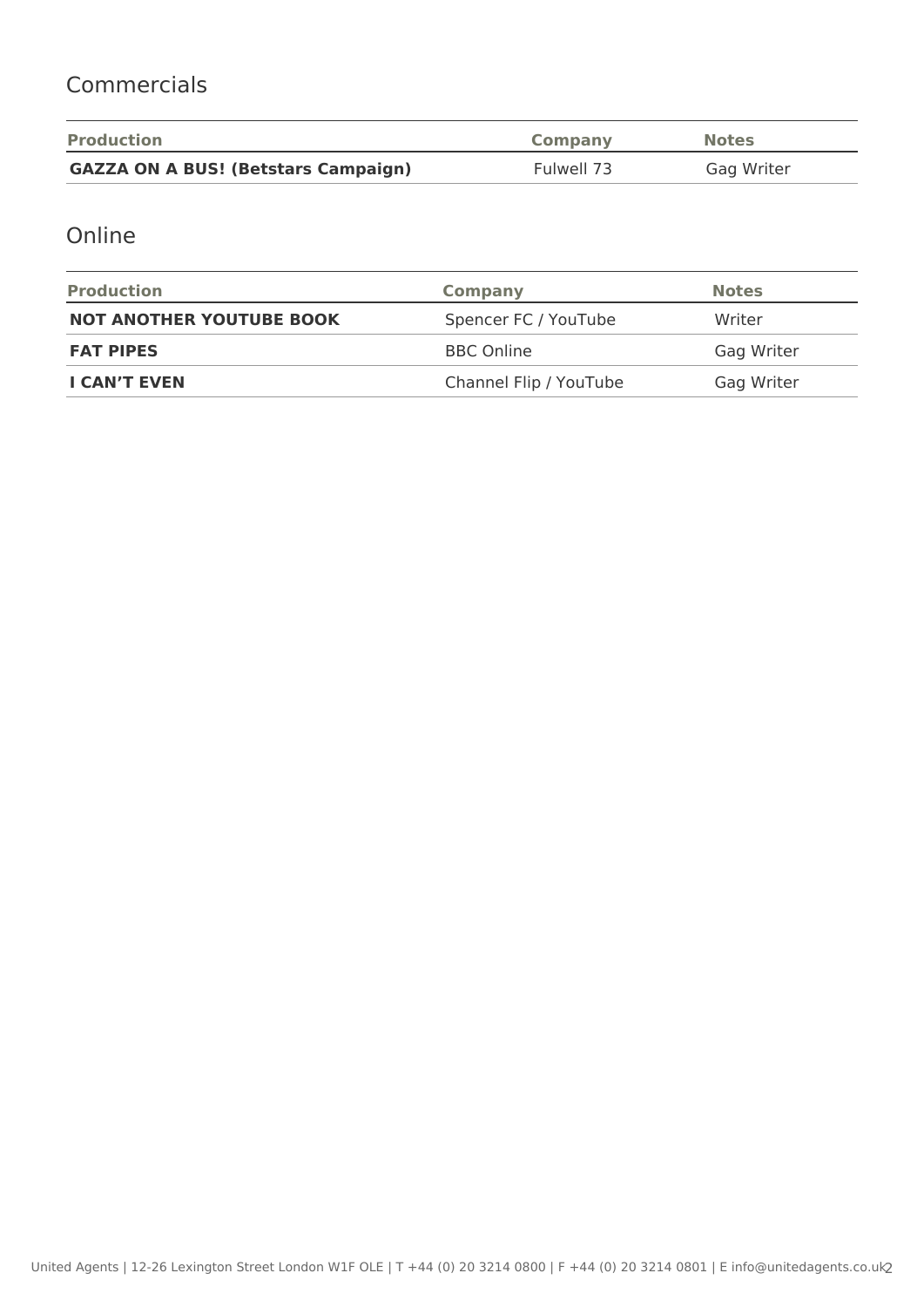## Commercials

| Production | Company | Notes |
| --- | --- | --- |
| **GAZZA ON A BUS! (Betstars Campaign)** | Fulwell 73 | Gag Writer |

## Online

| Production | Company | Notes |
| --- | --- | --- |
| **NOT ANOTHER YOUTUBE BOOK** | Spencer FC / YouTube | Writer |
| **FAT PIPES** | BBC Online | Gag Writer |
| **I CAN'T EVEN** | Channel Flip / YouTube | Gag Writer |